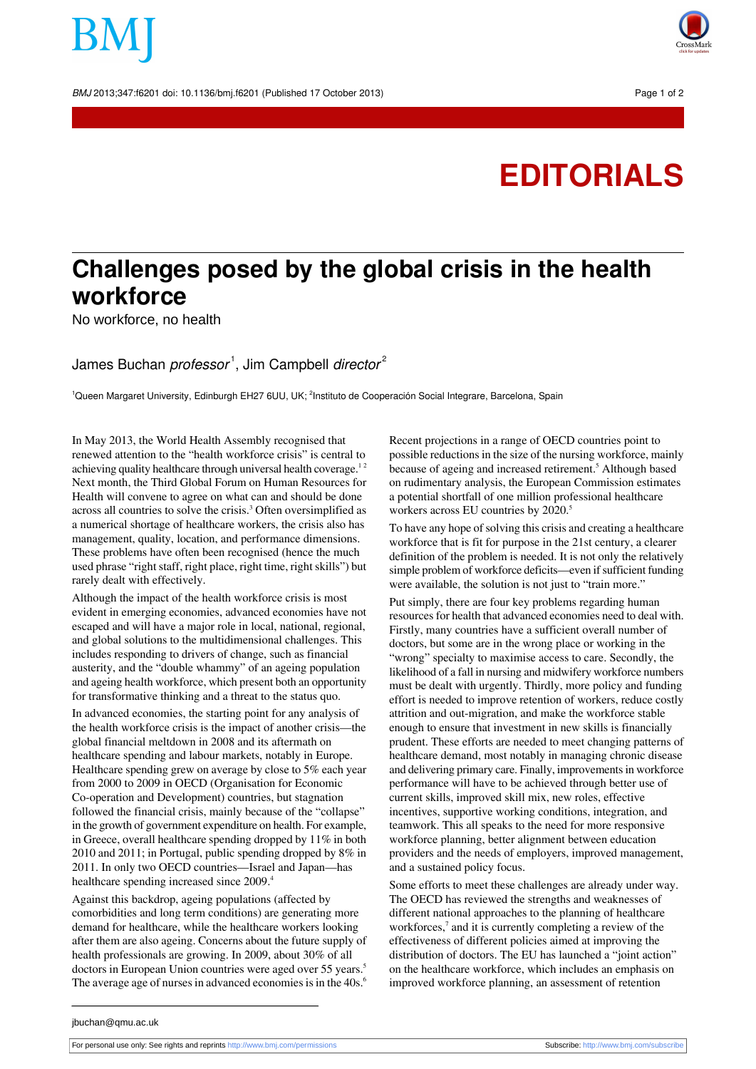# EDITORIALS

# Challenges posed by the global crisis in the health workforce

No workforce, no health

James Buchan *professor*[1], Jim Campbell *director*[2]

[1]Queen Margaret University, Edinburgh EH27 6UU, UK; [2]Instituto de Cooperación Social Integrare, Barcelona, Spain

In May 2013, the World Health Assembly recognised that renewed attention to the "health workforce crisis" is central to achieving quality healthcare through universal health coverage.[1 2] Next month, the Third Global Forum on Human Resources for Health will convene to agree on what can and should be done across all countries to solve the crisis.[3] Often oversimplified as a numerical shortage of healthcare workers, the crisis also has management, quality, location, and performance dimensions. These problems have often been recognised (hence the much used phrase "right staff, right place, right time, right skills") but rarely dealt with effectively.

Although the impact of the health workforce crisis is most evident in emerging economies, advanced economies have not escaped and will have a major role in local, national, regional, and global solutions to the multidimensional challenges. This includes responding to drivers of change, such as financial austerity, and the "double whammy" of an ageing population and ageing health workforce, which present both an opportunity for transformative thinking and a threat to the status quo.

In advanced economies, the starting point for any analysis of the health workforce crisis is the impact of another crisis—the global financial meltdown in 2008 and its aftermath on healthcare spending and labour markets, notably in Europe. Healthcare spending grew on average by close to 5% each year from 2000 to 2009 in OECD (Organisation for Economic Co-operation and Development) countries, but stagnation followed the financial crisis, mainly because of the "collapse" in the growth of government expenditure on health. For example, in Greece, overall healthcare spending dropped by 11% in both 2010 and 2011; in Portugal, public spending dropped by 8% in 2011. In only two OECD countries—Israel and Japan—has healthcare spending increased since 2009.[4]

Against this backdrop, ageing populations (affected by comorbidities and long term conditions) are generating more demand for healthcare, while the healthcare workers looking after them are also ageing. Concerns about the future supply of health professionals are growing. In 2009, about 30% of all doctors in European Union countries were aged over 55 years.[5] The average age of nurses in advanced economies is in the 40s.[6]

Recent projections in a range of OECD countries point to possible reductions in the size of the nursing workforce, mainly because of ageing and increased retirement.[5] Although based on rudimentary analysis, the European Commission estimates a potential shortfall of one million professional healthcare workers across EU countries by 2020.[5]

To have any hope of solving this crisis and creating a healthcare workforce that is fit for purpose in the 21st century, a clearer definition of the problem is needed. It is not only the relatively simple problem of workforce deficits—even if sufficient funding were available, the solution is not just to "train more."

Put simply, there are four key problems regarding human resources for health that advanced economies need to deal with. Firstly, many countries have a sufficient overall number of doctors, but some are in the wrong place or working in the "wrong" specialty to maximise access to care. Secondly, the likelihood of a fall in nursing and midwifery workforce numbers must be dealt with urgently. Thirdly, more policy and funding effort is needed to improve retention of workers, reduce costly attrition and out-migration, and make the workforce stable enough to ensure that investment in new skills is financially prudent. These efforts are needed to meet changing patterns of healthcare demand, most notably in managing chronic disease and delivering primary care. Finally, improvements in workforce performance will have to be achieved through better use of current skills, improved skill mix, new roles, effective incentives, supportive working conditions, integration, and teamwork. This all speaks to the need for more responsive workforce planning, better alignment between education providers and the needs of employers, improved management, and a sustained policy focus.

Some efforts to meet these challenges are already under way. The OECD has reviewed the strengths and weaknesses of different national approaches to the planning of healthcare workforces,[7] and it is currently completing a review of the effectiveness of different policies aimed at improving the distribution of doctors. The EU has launched a "joint action" on the healthcare workforce, which includes an emphasis on improved workforce planning, an assessment of retention

jbuchan@qmu.ac.uk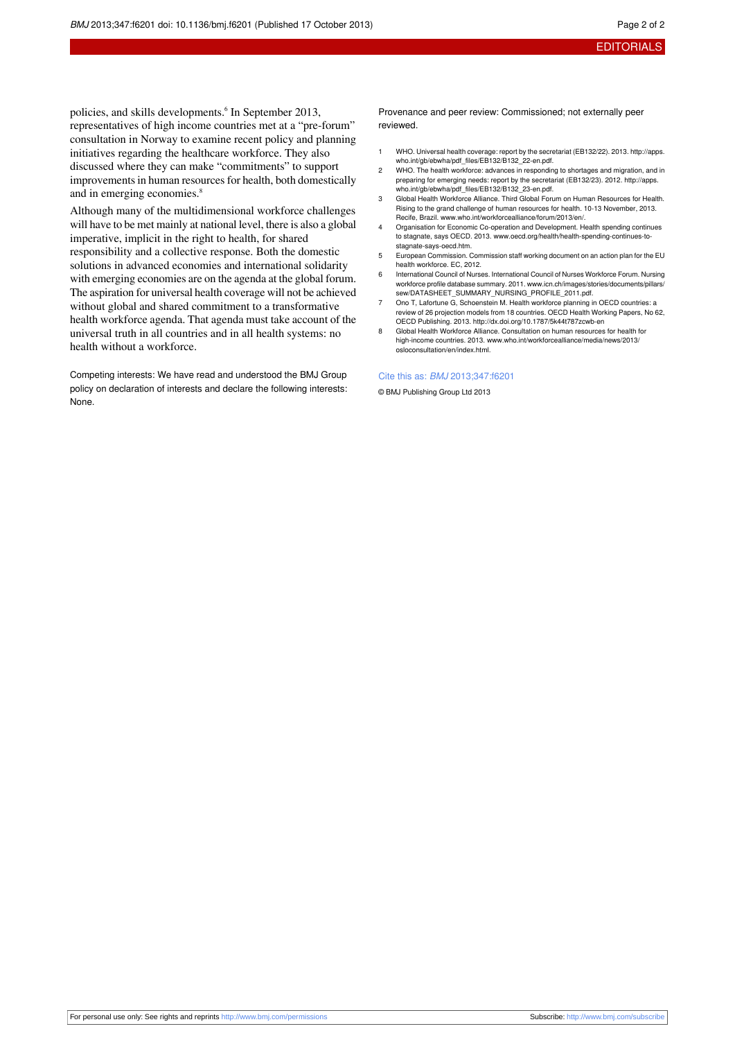policies, and skills developments.[6] In September 2013, representatives of high income countries met at a "pre-forum" consultation in Norway to examine recent policy and planning initiatives regarding the healthcare workforce. They also discussed where they can make "commitments" to support improvements in human resources for health, both domestically and in emerging economies.[8]

Although many of the multidimensional workforce challenges will have to be met mainly at national level, there is also a global imperative, implicit in the right to health, for shared responsibility and a collective response. Both the domestic solutions in advanced economies and international solidarity with emerging economies are on the agenda at the global forum. The aspiration for universal health coverage will not be achieved without global and shared commitment to a transformative health workforce agenda. That agenda must take account of the universal truth in all countries and in all health systems: no health without a workforce.

Competing interests: We have read and understood the BMJ Group policy on declaration of interests and declare the following interests: None.

Provenance and peer review: Commissioned; not externally peer reviewed.

1. WHO. Universal health coverage: report by the secretariat (EB132/22). 2013. http://apps.who.int/gb/ebwha/pdf_files/EB132/B132_22-en.pdf.
2. WHO. The health workforce: advances in responding to shortages and migration, and in preparing for emerging needs: report by the secretariat (EB132/23). 2012. http://apps.who.int/gb/ebwha/pdf_files/EB132/B132_23-en.pdf.
3. Global Health Workforce Alliance. Third Global Forum on Human Resources for Health. Rising to the grand challenge of human resources for health. 10-13 November, 2013. Recife, Brazil. www.who.int/workforcealliance/forum/2013/en/.
4. Organisation for Economic Co-operation and Development. Health spending continues to stagnate, says OECD. 2013. www.oecd.org/health/health-spending-continues-to-stagnate-says-oecd.htm.
5. European Commission. Commission staff working document on an action plan for the EU health workforce. EC, 2012.
6. International Council of Nurses. International Council of Nurses Workforce Forum. Nursing workforce profile database summary. 2011. www.icn.ch/images/stories/documents/pillars/sew/DATASHEET_SUMMARY_NURSING_PROFILE_2011.pdf.
7. Ono T, Lafortune G, Schoenstein M. Health workforce planning in OECD countries: a review of 26 projection models from 18 countries. OECD Health Working Papers, No 62, OECD Publishing. 2013. http://dx.doi.org/10.1787/5k44t787zcwb-en
8. Global Health Workforce Alliance. Consultation on human resources for health for high-income countries. 2013. www.who.int/workforcealliance/media/news/2013/osloconsultation/en/index.html.

Cite this as: *BMJ* 2013;347:f6201

© BMJ Publishing Group Ltd 2013